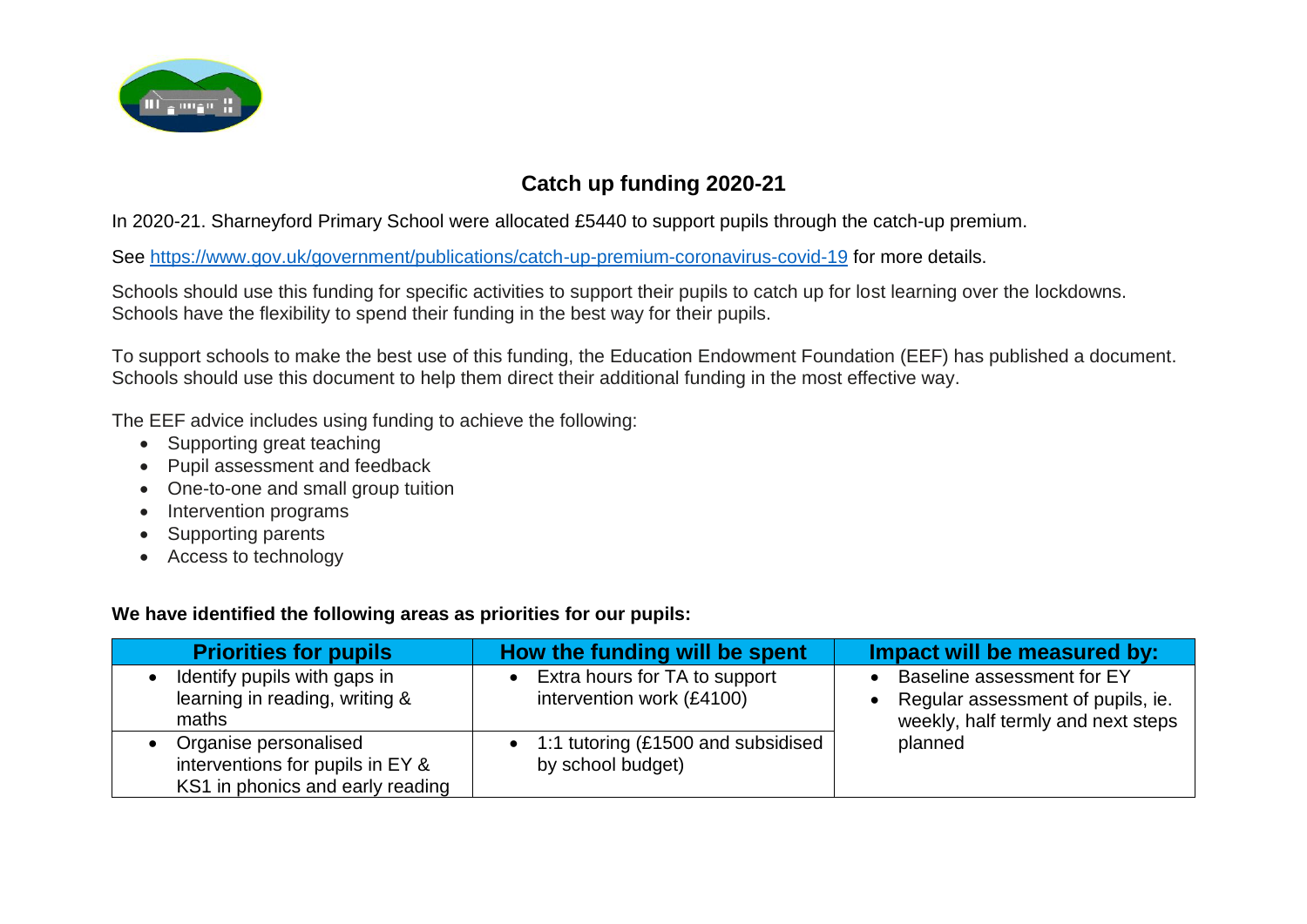# Catch up funding 2020-21

In 2020-21. Sharneyford Primary School were allocated £5440 to support pupils through the catch-up premium.

See https://www.gov.uk/government/publications/catch-up-premium-coronavirus-covid-19 for more details.

Schools should use this funding for specific activities to support their pupils to catch up for lost learning over the lockdowns. Schools have the flexibility to spend their funding in the best way for their pupils.

To support schools to make the best use of this funding, the Education Endowment Foundation (EEF) has published a document. Schools should use this document to help them direct their additional funding in the most effective way.

The EEF advice includes using funding to achieve the following:

- Supporting great teaching
- Pupil assessment and feedback
- One-to-one and small group tuition
- Intervention programs
- Supporting parents
- Access to technology

**We have identified the following areas as priorities for our pupils:**

| Priorities for pupils | How the funding will be spent | Impact will be measured by: |
|---|---|---|
| • Identify pupils with gaps in learning in reading, writing & maths | • Extra hours for TA to support intervention work (£4100) | • Baseline assessment for EY<br>• Regular assessment of pupils, ie. weekly, half termly and next steps planned |
| • Organise personalised interventions for pupils in EY & KS1 in phonics and early reading | • 1:1 tutoring (£1500 and subsidised by school budget) | |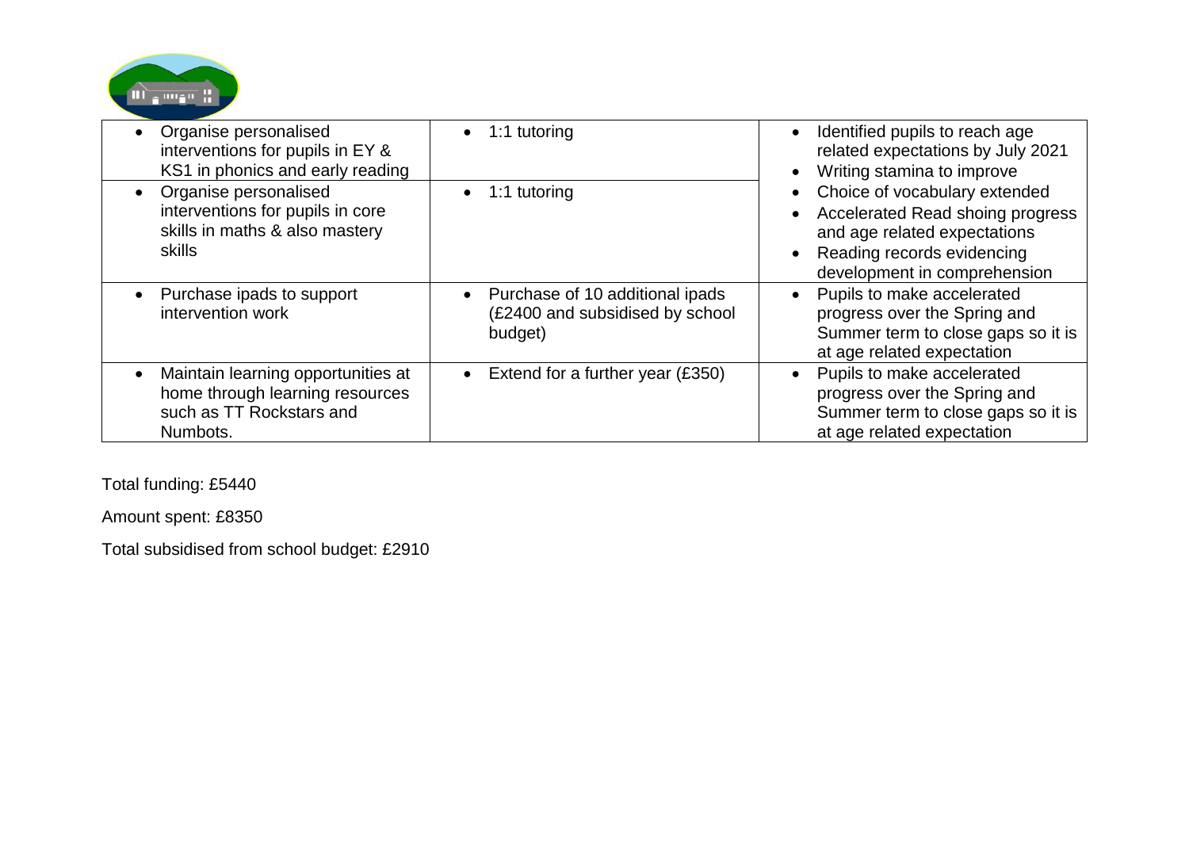| | | |
|---|---|---|
| • Organise personalised interventions for pupils in EY & KS1 in phonics and early reading | • 1:1 tutoring | • Identified pupils to reach age related expectations by July 2021<br>• Writing stamina to improve<br>• Choice of vocabulary extended<br>• Accelerated Read shoing progress and age related expectations<br>• Reading records evidencing development in comprehension |
| • Organise personalised interventions for pupils in core skills in maths & also mastery skills | • 1:1 tutoring | |
| • Purchase ipads to support intervention work | • Purchase of 10 additional ipads (£2400 and subsidised by school budget) | • Pupils to make accelerated progress over the Spring and Summer term to close gaps so it is at age related expectation |
| • Maintain learning opportunities at home through learning resources such as TT Rockstars and Numbots. | • Extend for a further year (£350) | • Pupils to make accelerated progress over the Spring and Summer term to close gaps so it is at age related expectation |

Total funding: £5440

Amount spent: £8350

Total subsidised from school budget: £2910